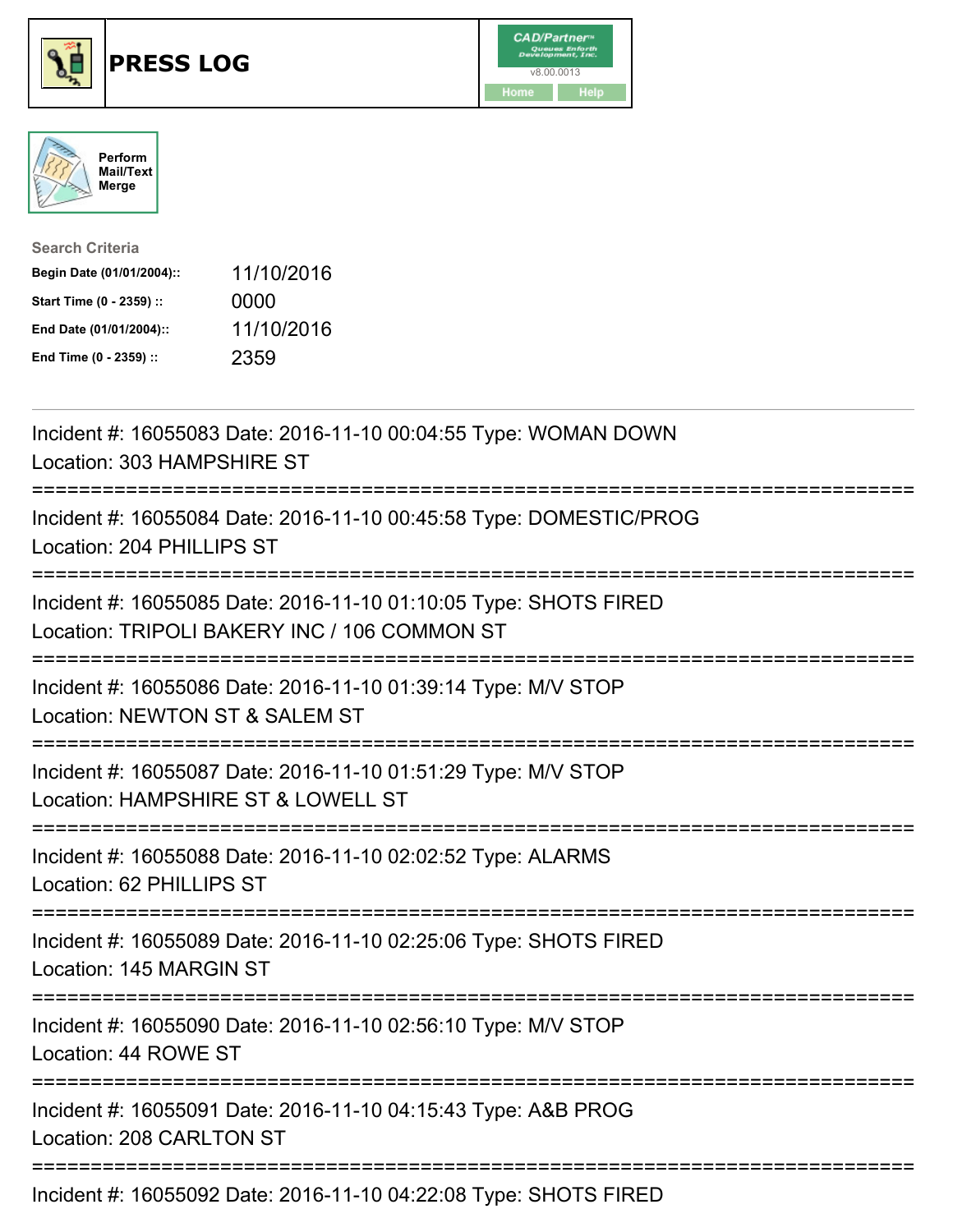# PRESS LOG

CAD/Partner™ v8.00.0013

Home Help

Perform Mail/Text Merge

**Search Criteria**

| | |
|---|---|
| **Begin Date (01/01/2004)::** | 11/10/2016 |
| **Start Time (0 - 2359) ::** | 0000 |
| **End Date (01/01/2004)::** | 11/10/2016 |
| **End Time (0 - 2359) ::** | 2359 |

---

Incident #: 16055083 Date: 2016-11-10 00:04:55 Type: WOMAN DOWN
Location: 303 HAMPSHIRE ST

===========================================================================

Incident #: 16055084 Date: 2016-11-10 00:45:58 Type: DOMESTIC/PROG
Location: 204 PHILLIPS ST

===========================================================================

Incident #: 16055085 Date: 2016-11-10 01:10:05 Type: SHOTS FIRED
Location: TRIPOLI BAKERY INC / 106 COMMON ST

===========================================================================

Incident #: 16055086 Date: 2016-11-10 01:39:14 Type: M/V STOP
Location: NEWTON ST & SALEM ST

===========================================================================

Incident #: 16055087 Date: 2016-11-10 01:51:29 Type: M/V STOP
Location: HAMPSHIRE ST & LOWELL ST

===========================================================================

Incident #: 16055088 Date: 2016-11-10 02:02:52 Type: ALARMS
Location: 62 PHILLIPS ST

===========================================================================

Incident #: 16055089 Date: 2016-11-10 02:25:06 Type: SHOTS FIRED
Location: 145 MARGIN ST

===========================================================================

Incident #: 16055090 Date: 2016-11-10 02:56:10 Type: M/V STOP
Location: 44 ROWE ST

===========================================================================

Incident #: 16055091 Date: 2016-11-10 04:15:43 Type: A&B PROG
Location: 208 CARLTON ST

===========================================================================

Incident #: 16055092 Date: 2016-11-10 04:22:08 Type: SHOTS FIRED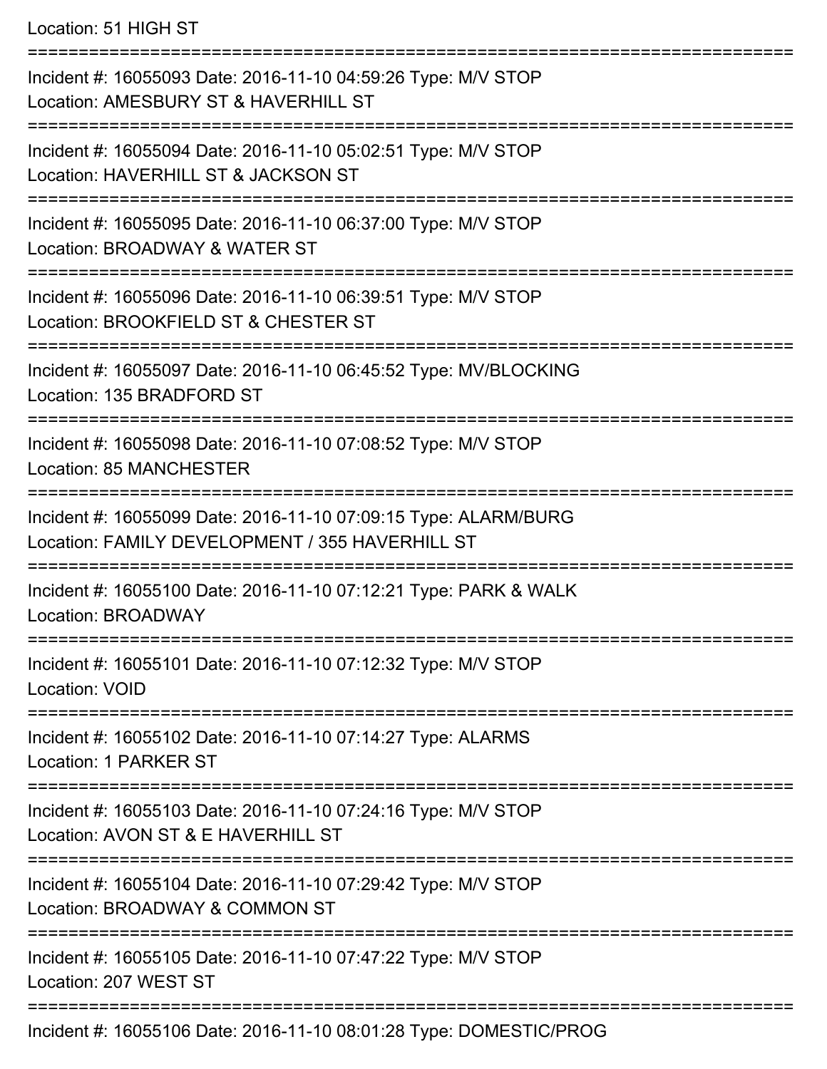Location: 51 HIGH ST

===========================================================================

Incident #: 16055093 Date: 2016-11-10 04:59:26 Type: M/V STOP
Location: AMESBURY ST & HAVERHILL ST

===========================================================================

Incident #: 16055094 Date: 2016-11-10 05:02:51 Type: M/V STOP
Location: HAVERHILL ST & JACKSON ST

===========================================================================

Incident #: 16055095 Date: 2016-11-10 06:37:00 Type: M/V STOP
Location: BROADWAY & WATER ST

===========================================================================

Incident #: 16055096 Date: 2016-11-10 06:39:51 Type: M/V STOP
Location: BROOKFIELD ST & CHESTER ST

===========================================================================

Incident #: 16055097 Date: 2016-11-10 06:45:52 Type: MV/BLOCKING
Location: 135 BRADFORD ST

===========================================================================

Incident #: 16055098 Date: 2016-11-10 07:08:52 Type: M/V STOP
Location: 85 MANCHESTER

===========================================================================

Incident #: 16055099 Date: 2016-11-10 07:09:15 Type: ALARM/BURG
Location: FAMILY DEVELOPMENT / 355 HAVERHILL ST

===========================================================================

Incident #: 16055100 Date: 2016-11-10 07:12:21 Type: PARK & WALK
Location: BROADWAY

===========================================================================

Incident #: 16055101 Date: 2016-11-10 07:12:32 Type: M/V STOP
Location: VOID

===========================================================================

Incident #: 16055102 Date: 2016-11-10 07:14:27 Type: ALARMS
Location: 1 PARKER ST

===========================================================================

Incident #: 16055103 Date: 2016-11-10 07:24:16 Type: M/V STOP
Location: AVON ST & E HAVERHILL ST

===========================================================================

Incident #: 16055104 Date: 2016-11-10 07:29:42 Type: M/V STOP
Location: BROADWAY & COMMON ST

===========================================================================

Incident #: 16055105 Date: 2016-11-10 07:47:22 Type: M/V STOP
Location: 207 WEST ST

===========================================================================

Incident #: 16055106 Date: 2016-11-10 08:01:28 Type: DOMESTIC/PROG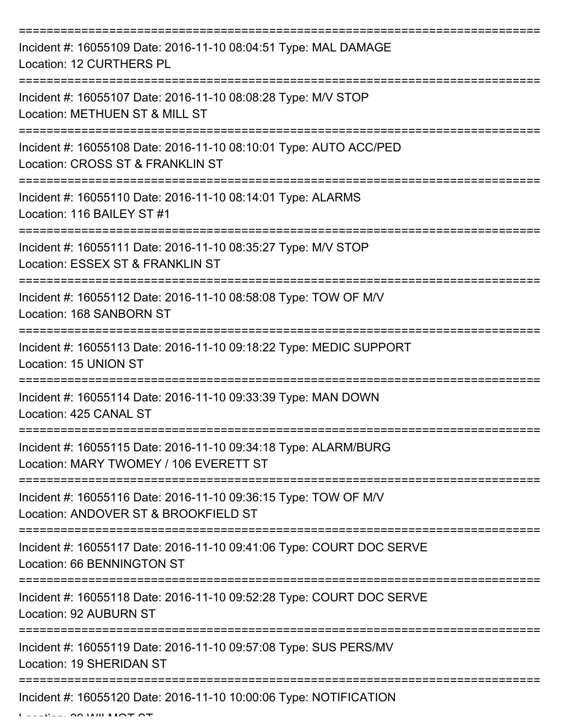Incident #: 16055109 Date: 2016-11-10 08:04:51 Type: MAL DAMAGE
Location: 12 CURTHERS PL

Incident #: 16055107 Date: 2016-11-10 08:08:28 Type: M/V STOP
Location: METHUEN ST & MILL ST

Incident #: 16055108 Date: 2016-11-10 08:10:01 Type: AUTO ACC/PED
Location: CROSS ST & FRANKLIN ST

Incident #: 16055110 Date: 2016-11-10 08:14:01 Type: ALARMS
Location: 116 BAILEY ST #1

Incident #: 16055111 Date: 2016-11-10 08:35:27 Type: M/V STOP
Location: ESSEX ST & FRANKLIN ST

Incident #: 16055112 Date: 2016-11-10 08:58:08 Type: TOW OF M/V
Location: 168 SANBORN ST

Incident #: 16055113 Date: 2016-11-10 09:18:22 Type: MEDIC SUPPORT
Location: 15 UNION ST

Incident #: 16055114 Date: 2016-11-10 09:33:39 Type: MAN DOWN
Location: 425 CANAL ST

Incident #: 16055115 Date: 2016-11-10 09:34:18 Type: ALARM/BURG
Location: MARY TWOMEY / 106 EVERETT ST

Incident #: 16055116 Date: 2016-11-10 09:36:15 Type: TOW OF M/V
Location: ANDOVER ST & BROOKFIELD ST

Incident #: 16055117 Date: 2016-11-10 09:41:06 Type: COURT DOC SERVE
Location: 66 BENNINGTON ST

Incident #: 16055118 Date: 2016-11-10 09:52:28 Type: COURT DOC SERVE
Location: 92 AUBURN ST

Incident #: 16055119 Date: 2016-11-10 09:57:08 Type: SUS PERS/MV
Location: 19 SHERIDAN ST

Incident #: 16055120 Date: 2016-11-10 10:00:06 Type: NOTIFICATION
Location: 20 WILMOT ST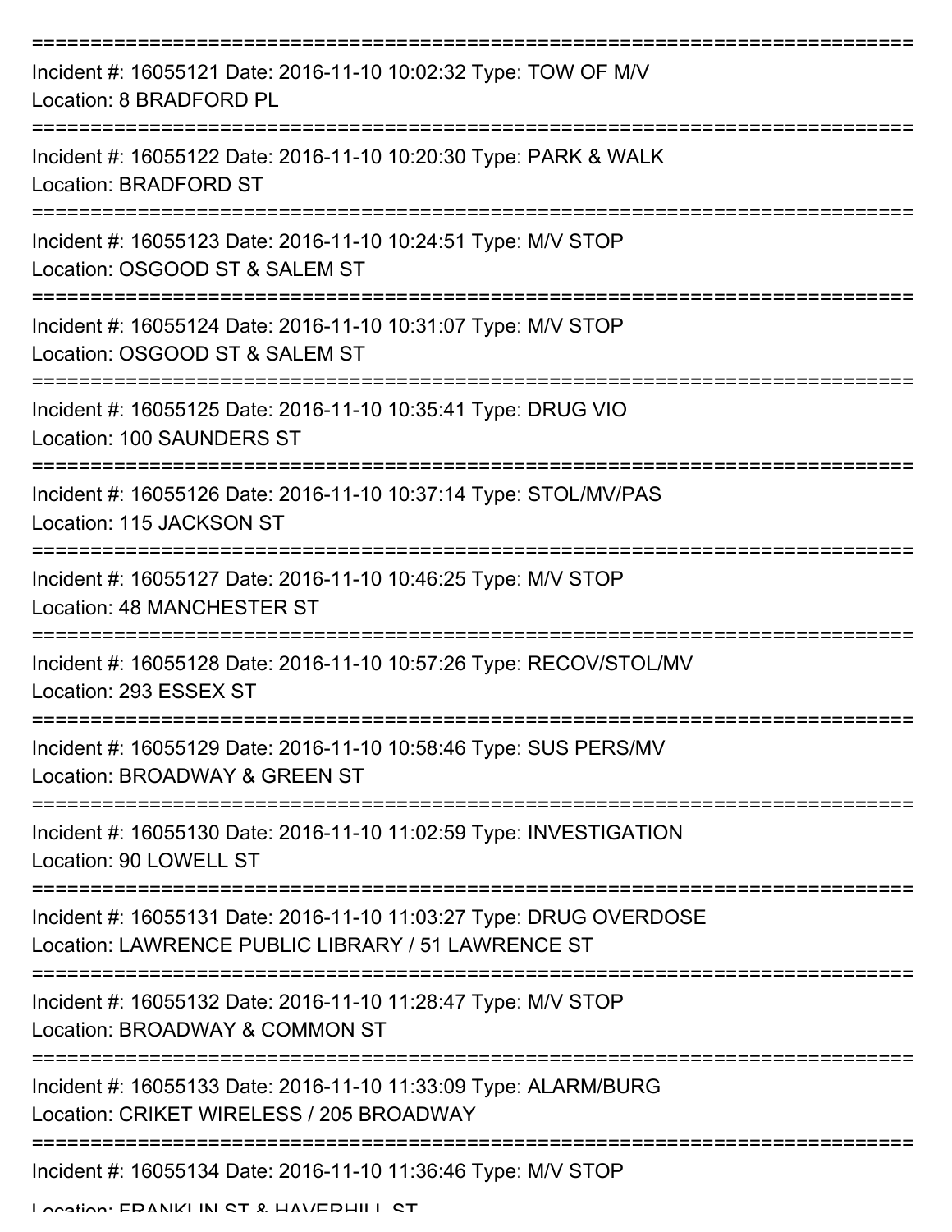===========================================================================

Incident #: 16055121 Date: 2016-11-10 10:02:32 Type: TOW OF M/V
Location: 8 BRADFORD PL

===========================================================================

Incident #: 16055122 Date: 2016-11-10 10:20:30 Type: PARK & WALK
Location: BRADFORD ST

===========================================================================

Incident #: 16055123 Date: 2016-11-10 10:24:51 Type: M/V STOP
Location: OSGOOD ST & SALEM ST

===========================================================================

Incident #: 16055124 Date: 2016-11-10 10:31:07 Type: M/V STOP
Location: OSGOOD ST & SALEM ST

===========================================================================

Incident #: 16055125 Date: 2016-11-10 10:35:41 Type: DRUG VIO
Location: 100 SAUNDERS ST

===========================================================================

Incident #: 16055126 Date: 2016-11-10 10:37:14 Type: STOL/MV/PAS
Location: 115 JACKSON ST

===========================================================================

Incident #: 16055127 Date: 2016-11-10 10:46:25 Type: M/V STOP
Location: 48 MANCHESTER ST

===========================================================================

Incident #: 16055128 Date: 2016-11-10 10:57:26 Type: RECOV/STOL/MV
Location: 293 ESSEX ST

===========================================================================

Incident #: 16055129 Date: 2016-11-10 10:58:46 Type: SUS PERS/MV
Location: BROADWAY & GREEN ST

===========================================================================

Incident #: 16055130 Date: 2016-11-10 11:02:59 Type: INVESTIGATION
Location: 90 LOWELL ST

===========================================================================

Incident #: 16055131 Date: 2016-11-10 11:03:27 Type: DRUG OVERDOSE
Location: LAWRENCE PUBLIC LIBRARY / 51 LAWRENCE ST

===========================================================================

Incident #: 16055132 Date: 2016-11-10 11:28:47 Type: M/V STOP
Location: BROADWAY & COMMON ST

===========================================================================

Incident #: 16055133 Date: 2016-11-10 11:33:09 Type: ALARM/BURG
Location: CRIKET WIRELESS / 205 BROADWAY

===========================================================================

Incident #: 16055134 Date: 2016-11-10 11:36:46 Type: M/V STOP
Location: FRANKLIN ST & HAVERHILL ST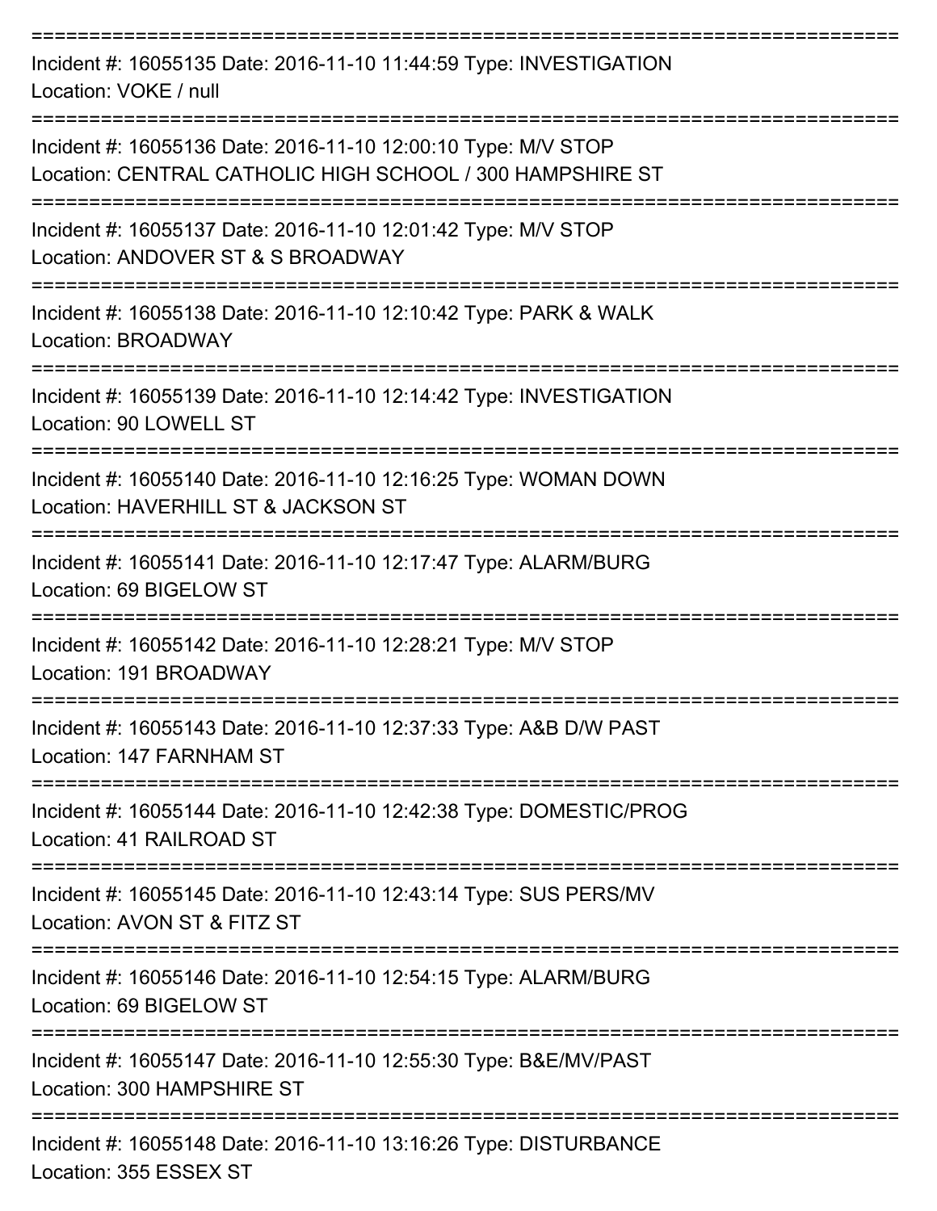===========================================================================

Incident #: 16055135 Date: 2016-11-10 11:44:59 Type: INVESTIGATION
Location: VOKE / null

===========================================================================

Incident #: 16055136 Date: 2016-11-10 12:00:10 Type: M/V STOP
Location: CENTRAL CATHOLIC HIGH SCHOOL / 300 HAMPSHIRE ST

===========================================================================

Incident #: 16055137 Date: 2016-11-10 12:01:42 Type: M/V STOP
Location: ANDOVER ST & S BROADWAY

===========================================================================

Incident #: 16055138 Date: 2016-11-10 12:10:42 Type: PARK & WALK
Location: BROADWAY

===========================================================================

Incident #: 16055139 Date: 2016-11-10 12:14:42 Type: INVESTIGATION
Location: 90 LOWELL ST

===========================================================================

Incident #: 16055140 Date: 2016-11-10 12:16:25 Type: WOMAN DOWN
Location: HAVERHILL ST & JACKSON ST

===========================================================================

Incident #: 16055141 Date: 2016-11-10 12:17:47 Type: ALARM/BURG
Location: 69 BIGELOW ST

===========================================================================

Incident #: 16055142 Date: 2016-11-10 12:28:21 Type: M/V STOP
Location: 191 BROADWAY

===========================================================================

Incident #: 16055143 Date: 2016-11-10 12:37:33 Type: A&B D/W PAST
Location: 147 FARNHAM ST

===========================================================================

Incident #: 16055144 Date: 2016-11-10 12:42:38 Type: DOMESTIC/PROG
Location: 41 RAILROAD ST

===========================================================================

Incident #: 16055145 Date: 2016-11-10 12:43:14 Type: SUS PERS/MV
Location: AVON ST & FITZ ST

===========================================================================

Incident #: 16055146 Date: 2016-11-10 12:54:15 Type: ALARM/BURG
Location: 69 BIGELOW ST

===========================================================================

Incident #: 16055147 Date: 2016-11-10 12:55:30 Type: B&E/MV/PAST
Location: 300 HAMPSHIRE ST

===========================================================================

Incident #: 16055148 Date: 2016-11-10 13:16:26 Type: DISTURBANCE
Location: 355 ESSEX ST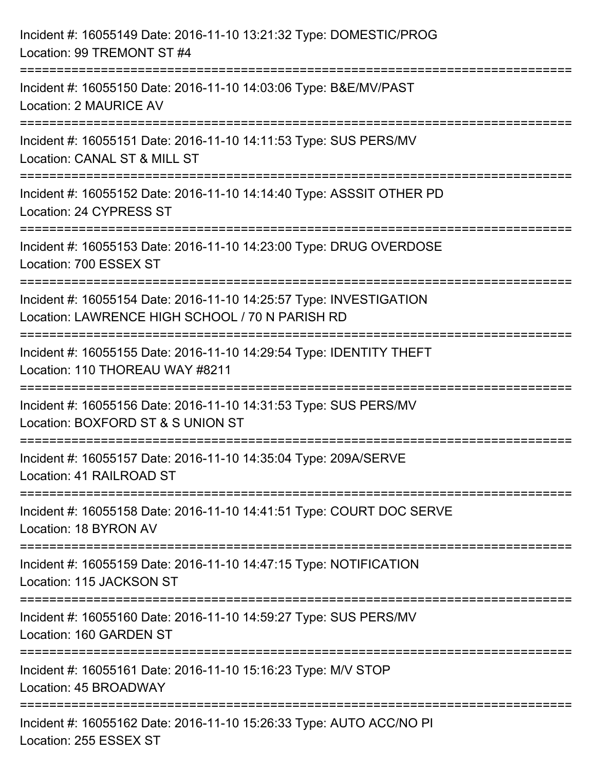Incident #: 16055149 Date: 2016-11-10 13:21:32 Type: DOMESTIC/PROG
Location: 99 TREMONT ST #4

===========================================================================

Incident #: 16055150 Date: 2016-11-10 14:03:06 Type: B&E/MV/PAST
Location: 2 MAURICE AV

===========================================================================

Incident #: 16055151 Date: 2016-11-10 14:11:53 Type: SUS PERS/MV
Location: CANAL ST & MILL ST

===========================================================================

Incident #: 16055152 Date: 2016-11-10 14:14:40 Type: ASSSIT OTHER PD
Location: 24 CYPRESS ST

===========================================================================

Incident #: 16055153 Date: 2016-11-10 14:23:00 Type: DRUG OVERDOSE
Location: 700 ESSEX ST

===========================================================================

Incident #: 16055154 Date: 2016-11-10 14:25:57 Type: INVESTIGATION
Location: LAWRENCE HIGH SCHOOL / 70 N PARISH RD

===========================================================================

Incident #: 16055155 Date: 2016-11-10 14:29:54 Type: IDENTITY THEFT
Location: 110 THOREAU WAY #8211

===========================================================================

Incident #: 16055156 Date: 2016-11-10 14:31:53 Type: SUS PERS/MV
Location: BOXFORD ST & S UNION ST

===========================================================================

Incident #: 16055157 Date: 2016-11-10 14:35:04 Type: 209A/SERVE
Location: 41 RAILROAD ST

===========================================================================

Incident #: 16055158 Date: 2016-11-10 14:41:51 Type: COURT DOC SERVE
Location: 18 BYRON AV

===========================================================================

Incident #: 16055159 Date: 2016-11-10 14:47:15 Type: NOTIFICATION
Location: 115 JACKSON ST

===========================================================================

Incident #: 16055160 Date: 2016-11-10 14:59:27 Type: SUS PERS/MV
Location: 160 GARDEN ST

===========================================================================

Incident #: 16055161 Date: 2016-11-10 15:16:23 Type: M/V STOP
Location: 45 BROADWAY

===========================================================================

Incident #: 16055162 Date: 2016-11-10 15:26:33 Type: AUTO ACC/NO PI
Location: 255 ESSEX ST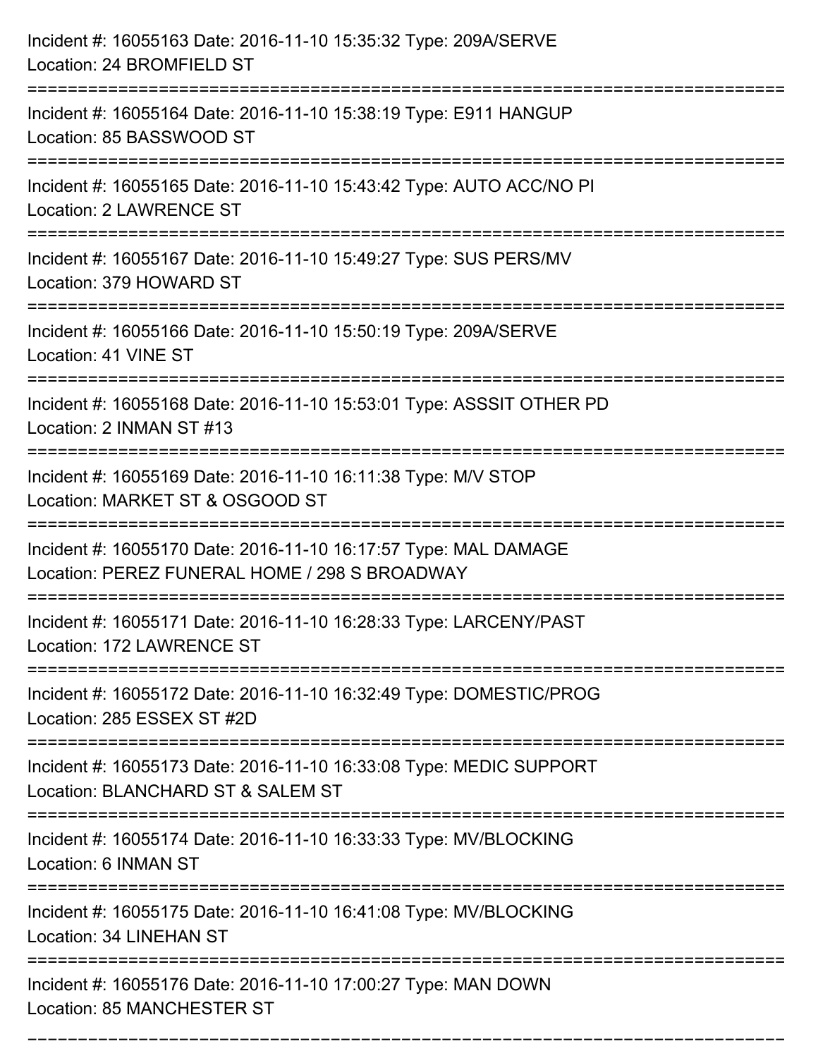Incident #: 16055163 Date: 2016-11-10 15:35:32 Type: 209A/SERVE
Location: 24 BROMFIELD ST

===========================================================================

Incident #: 16055164 Date: 2016-11-10 15:38:19 Type: E911 HANGUP
Location: 85 BASSWOOD ST

===========================================================================

Incident #: 16055165 Date: 2016-11-10 15:43:42 Type: AUTO ACC/NO PI
Location: 2 LAWRENCE ST

===========================================================================

Incident #: 16055167 Date: 2016-11-10 15:49:27 Type: SUS PERS/MV
Location: 379 HOWARD ST

===========================================================================

Incident #: 16055166 Date: 2016-11-10 15:50:19 Type: 209A/SERVE
Location: 41 VINE ST

===========================================================================

Incident #: 16055168 Date: 2016-11-10 15:53:01 Type: ASSSIT OTHER PD
Location: 2 INMAN ST #13

===========================================================================

Incident #: 16055169 Date: 2016-11-10 16:11:38 Type: M/V STOP
Location: MARKET ST & OSGOOD ST

===========================================================================

Incident #: 16055170 Date: 2016-11-10 16:17:57 Type: MAL DAMAGE
Location: PEREZ FUNERAL HOME / 298 S BROADWAY

===========================================================================

Incident #: 16055171 Date: 2016-11-10 16:28:33 Type: LARCENY/PAST
Location: 172 LAWRENCE ST

===========================================================================

Incident #: 16055172 Date: 2016-11-10 16:32:49 Type: DOMESTIC/PROG
Location: 285 ESSEX ST #2D

===========================================================================

Incident #: 16055173 Date: 2016-11-10 16:33:08 Type: MEDIC SUPPORT
Location: BLANCHARD ST & SALEM ST

===========================================================================

Incident #: 16055174 Date: 2016-11-10 16:33:33 Type: MV/BLOCKING
Location: 6 INMAN ST

===========================================================================

Incident #: 16055175 Date: 2016-11-10 16:41:08 Type: MV/BLOCKING
Location: 34 LINEHAN ST

===========================================================================

Incident #: 16055176 Date: 2016-11-10 17:00:27 Type: MAN DOWN
Location: 85 MANCHESTER ST

===========================================================================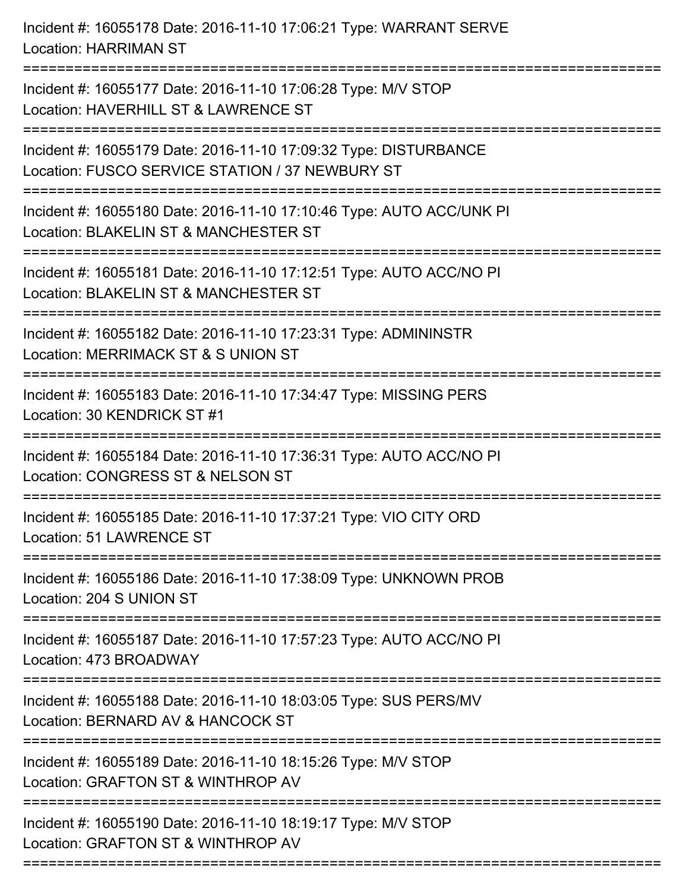Incident #: 16055178 Date: 2016-11-10 17:06:21 Type: WARRANT SERVE
Location: HARRIMAN ST

===========================================================================

Incident #: 16055177 Date: 2016-11-10 17:06:28 Type: M/V STOP
Location: HAVERHILL ST & LAWRENCE ST

===========================================================================

Incident #: 16055179 Date: 2016-11-10 17:09:32 Type: DISTURBANCE
Location: FUSCO SERVICE STATION / 37 NEWBURY ST

===========================================================================

Incident #: 16055180 Date: 2016-11-10 17:10:46 Type: AUTO ACC/UNK PI
Location: BLAKELIN ST & MANCHESTER ST

===========================================================================

Incident #: 16055181 Date: 2016-11-10 17:12:51 Type: AUTO ACC/NO PI
Location: BLAKELIN ST & MANCHESTER ST

===========================================================================

Incident #: 16055182 Date: 2016-11-10 17:23:31 Type: ADMININSTR
Location: MERRIMACK ST & S UNION ST

===========================================================================

Incident #: 16055183 Date: 2016-11-10 17:34:47 Type: MISSING PERS
Location: 30 KENDRICK ST #1

===========================================================================

Incident #: 16055184 Date: 2016-11-10 17:36:31 Type: AUTO ACC/NO PI
Location: CONGRESS ST & NELSON ST

===========================================================================

Incident #: 16055185 Date: 2016-11-10 17:37:21 Type: VIO CITY ORD
Location: 51 LAWRENCE ST

===========================================================================

Incident #: 16055186 Date: 2016-11-10 17:38:09 Type: UNKNOWN PROB
Location: 204 S UNION ST

===========================================================================

Incident #: 16055187 Date: 2016-11-10 17:57:23 Type: AUTO ACC/NO PI
Location: 473 BROADWAY

===========================================================================

Incident #: 16055188 Date: 2016-11-10 18:03:05 Type: SUS PERS/MV
Location: BERNARD AV & HANCOCK ST

===========================================================================

Incident #: 16055189 Date: 2016-11-10 18:15:26 Type: M/V STOP
Location: GRAFTON ST & WINTHROP AV

===========================================================================

Incident #: 16055190 Date: 2016-11-10 18:19:17 Type: M/V STOP
Location: GRAFTON ST & WINTHROP AV

===========================================================================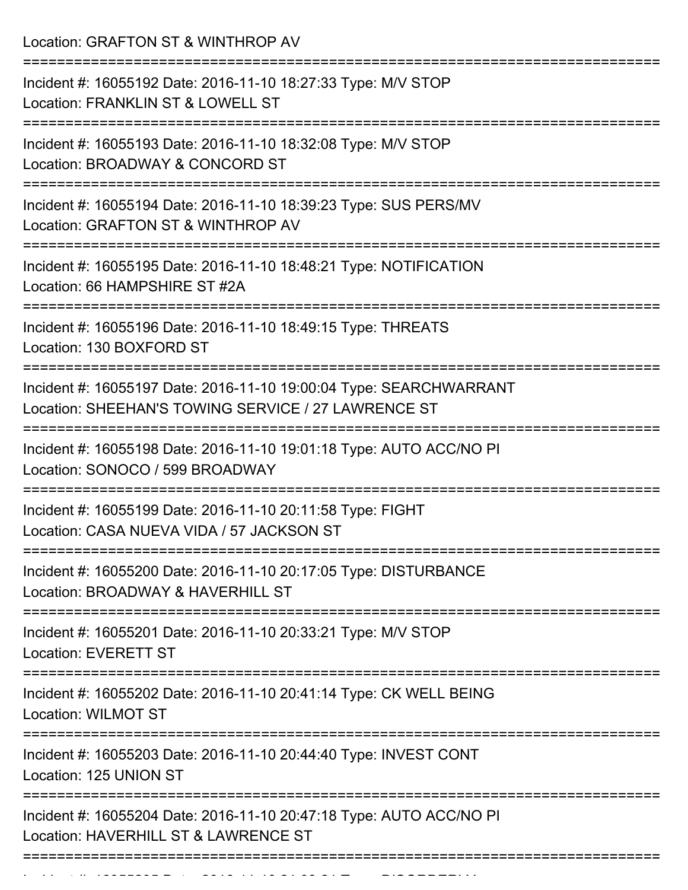Location: GRAFTON ST & WINTHROP AV

===========================================================================

Incident #: 16055192 Date: 2016-11-10 18:27:33 Type: M/V STOP

Location: FRANKLIN ST & LOWELL ST

===========================================================================

Incident #: 16055193 Date: 2016-11-10 18:32:08 Type: M/V STOP

Location: BROADWAY & CONCORD ST

===========================================================================

Incident #: 16055194 Date: 2016-11-10 18:39:23 Type: SUS PERS/MV

Location: GRAFTON ST & WINTHROP AV

===========================================================================

Incident #: 16055195 Date: 2016-11-10 18:48:21 Type: NOTIFICATION

Location: 66 HAMPSHIRE ST #2A

===========================================================================

Incident #: 16055196 Date: 2016-11-10 18:49:15 Type: THREATS

Location: 130 BOXFORD ST

===========================================================================

Incident #: 16055197 Date: 2016-11-10 19:00:04 Type: SEARCHWARRANT

Location: SHEEHAN'S TOWING SERVICE / 27 LAWRENCE ST

===========================================================================

Incident #: 16055198 Date: 2016-11-10 19:01:18 Type: AUTO ACC/NO PI

Location: SONOCO / 599 BROADWAY

===========================================================================

Incident #: 16055199 Date: 2016-11-10 20:11:58 Type: FIGHT

Location: CASA NUEVA VIDA / 57 JACKSON ST

===========================================================================

Incident #: 16055200 Date: 2016-11-10 20:17:05 Type: DISTURBANCE

Location: BROADWAY & HAVERHILL ST

===========================================================================

Incident #: 16055201 Date: 2016-11-10 20:33:21 Type: M/V STOP

Location: EVERETT ST

===========================================================================

Incident #: 16055202 Date: 2016-11-10 20:41:14 Type: CK WELL BEING

Location: WILMOT ST

===========================================================================

Incident #: 16055203 Date: 2016-11-10 20:44:40 Type: INVEST CONT

Location: 125 UNION ST

===========================================================================

Incident #: 16055204 Date: 2016-11-10 20:47:18 Type: AUTO ACC/NO PI

Location: HAVERHILL ST & LAWRENCE ST

===========================================================================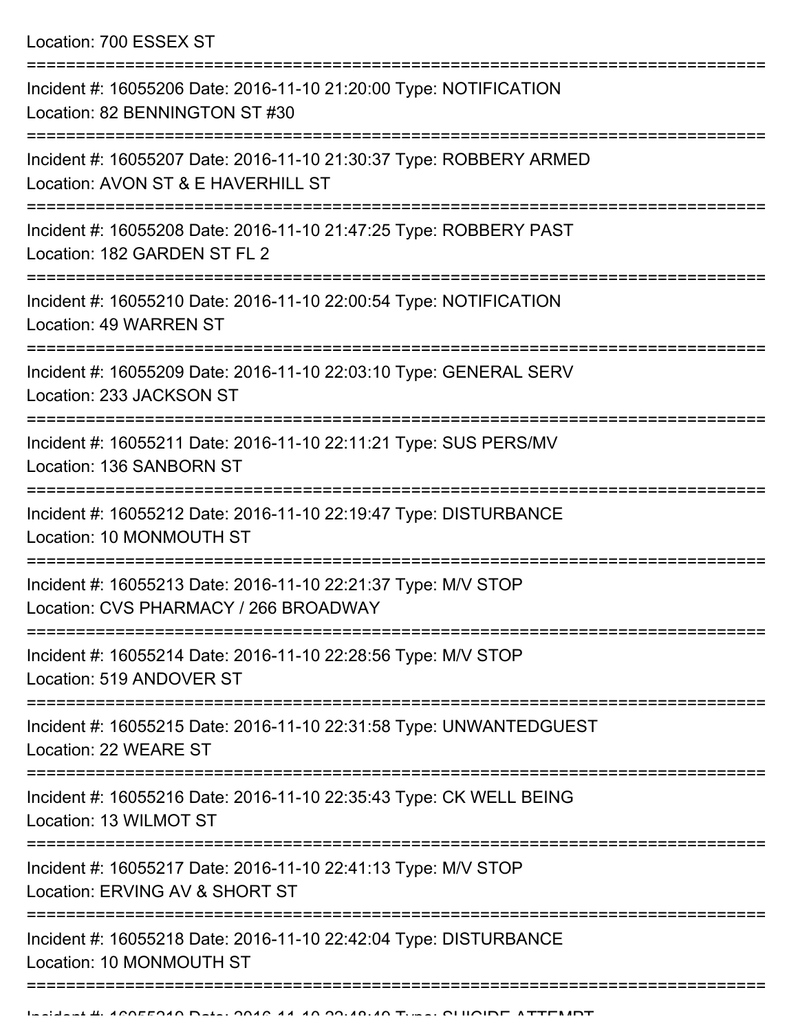Location: 700 ESSEX ST

===========================================================================

Incident #: 16055206 Date: 2016-11-10 21:20:00 Type: NOTIFICATION
Location: 82 BENNINGTON ST #30

===========================================================================

Incident #: 16055207 Date: 2016-11-10 21:30:37 Type: ROBBERY ARMED
Location: AVON ST & E HAVERHILL ST

===========================================================================

Incident #: 16055208 Date: 2016-11-10 21:47:25 Type: ROBBERY PAST
Location: 182 GARDEN ST FL 2

===========================================================================

Incident #: 16055210 Date: 2016-11-10 22:00:54 Type: NOTIFICATION
Location: 49 WARREN ST

===========================================================================

Incident #: 16055209 Date: 2016-11-10 22:03:10 Type: GENERAL SERV
Location: 233 JACKSON ST

===========================================================================

Incident #: 16055211 Date: 2016-11-10 22:11:21 Type: SUS PERS/MV
Location: 136 SANBORN ST

===========================================================================

Incident #: 16055212 Date: 2016-11-10 22:19:47 Type: DISTURBANCE
Location: 10 MONMOUTH ST

===========================================================================

Incident #: 16055213 Date: 2016-11-10 22:21:37 Type: M/V STOP
Location: CVS PHARMACY / 266 BROADWAY

===========================================================================

Incident #: 16055214 Date: 2016-11-10 22:28:56 Type: M/V STOP
Location: 519 ANDOVER ST

===========================================================================

Incident #: 16055215 Date: 2016-11-10 22:31:58 Type: UNWANTEDGUEST
Location: 22 WEARE ST

===========================================================================

Incident #: 16055216 Date: 2016-11-10 22:35:43 Type: CK WELL BEING
Location: 13 WILMOT ST

===========================================================================

Incident #: 16055217 Date: 2016-11-10 22:41:13 Type: M/V STOP
Location: ERVING AV & SHORT ST

===========================================================================

Incident #: 16055218 Date: 2016-11-10 22:42:04 Type: DISTURBANCE
Location: 10 MONMOUTH ST

===========================================================================

Incident #: 16055219 Date: 2016-11-10 22:48:40 Type: SUICIDE ATTEMPT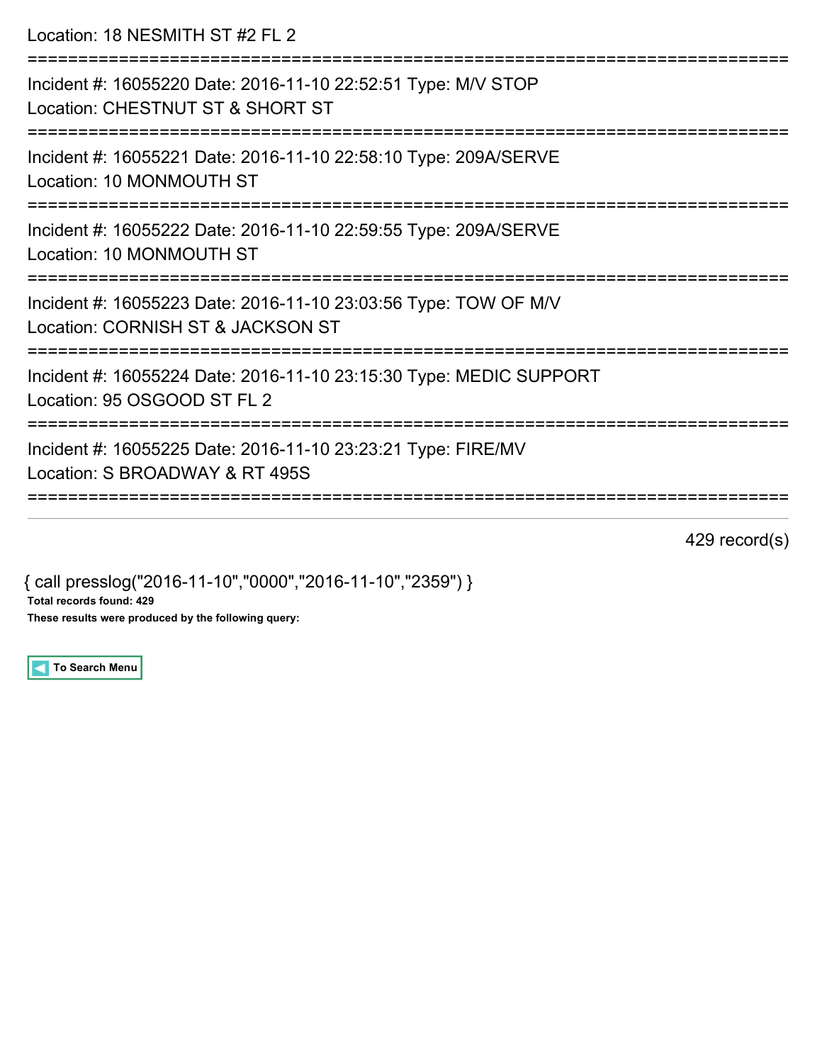Location: 18 NESMITH ST #2 FL 2

===========================================================================

Incident #: 16055220 Date: 2016-11-10 22:52:51 Type: M/V STOP
Location: CHESTNUT ST & SHORT ST

===========================================================================

Incident #: 16055221 Date: 2016-11-10 22:58:10 Type: 209A/SERVE
Location: 10 MONMOUTH ST

===========================================================================

Incident #: 16055222 Date: 2016-11-10 22:59:55 Type: 209A/SERVE
Location: 10 MONMOUTH ST

===========================================================================

Incident #: 16055223 Date: 2016-11-10 23:03:56 Type: TOW OF M/V
Location: CORNISH ST & JACKSON ST

===========================================================================

Incident #: 16055224 Date: 2016-11-10 23:15:30 Type: MEDIC SUPPORT
Location: 95 OSGOOD ST FL 2

===========================================================================

Incident #: 16055225 Date: 2016-11-10 23:23:21 Type: FIRE/MV
Location: S BROADWAY & RT 495S

===========================================================================

429 record(s)

{ call presslog("2016-11-10","0000","2016-11-10","2359") }

**Total records found: 429**

**These results were produced by the following query:**

To Search Menu